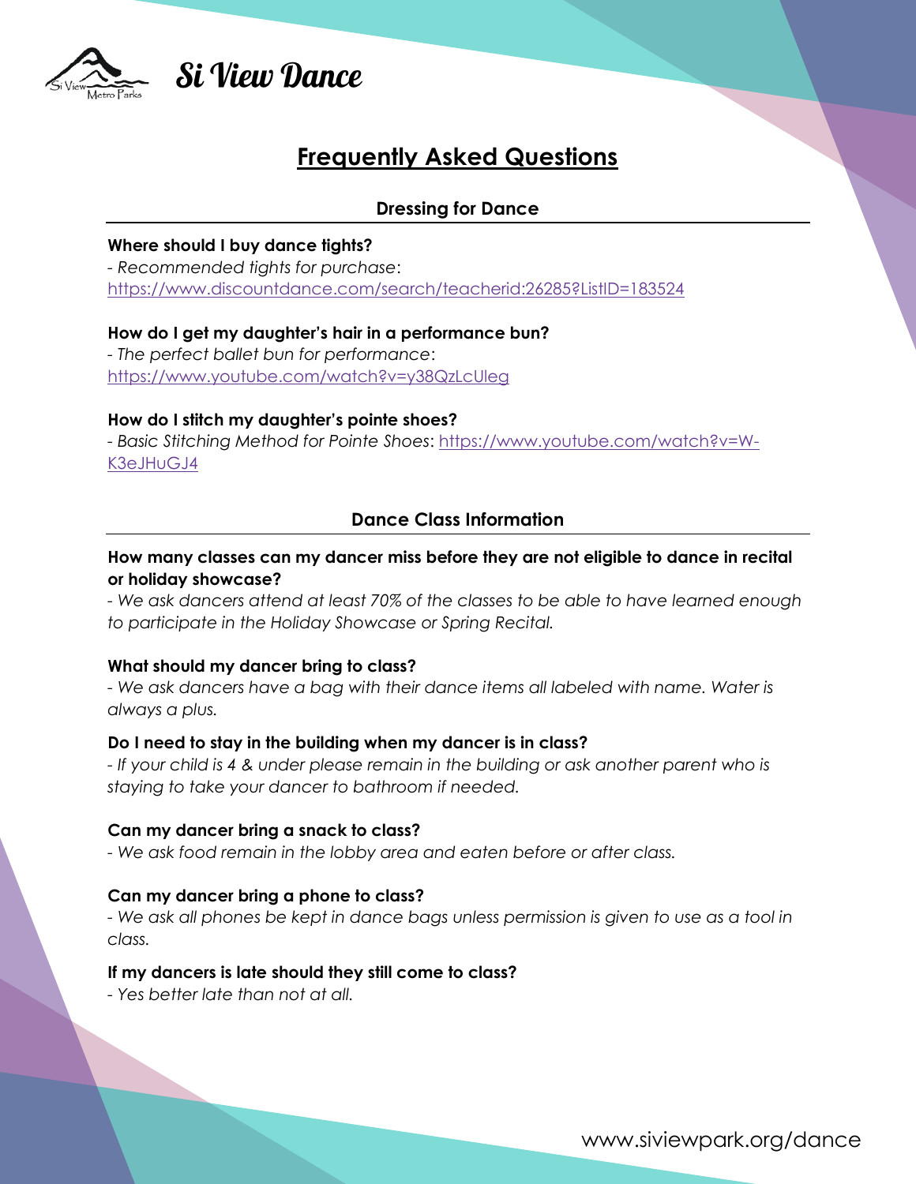# Si View Dance

## Frequently Asked Questions

### Dressing for Dance

**Where should I buy dance tights?**

- *Recommended tights for purchase*: https://www.discountdance.com/search/teacherid:26285?ListID=183524

**How do I get my daughter's hair in a performance bun?**

- *The perfect ballet bun for performance*: https://www.youtube.com/watch?v=y38QzLcUleg

**How do I stitch my daughter's pointe shoes?**

- *Basic Stitching Method for Pointe Shoes*: https://www.youtube.com/watch?v=W-K3eJHuGJ4

### Dance Class Information

**How many classes can my dancer miss before they are not eligible to dance in recital or holiday showcase?**

- *We ask dancers attend at least 70% of the classes to be able to have learned enough to participate in the Holiday Showcase or Spring Recital.*

**What should my dancer bring to class?**

- *We ask dancers have a bag with their dance items all labeled with name. Water is always a plus.*

**Do I need to stay in the building when my dancer is in class?**

- *If your child is 4 & under please remain in the building or ask another parent who is staying to take your dancer to bathroom if needed.*

**Can my dancer bring a snack to class?**

- *We ask food remain in the lobby area and eaten before or after class.*

**Can my dancer bring a phone to class?**

- *We ask all phones be kept in dance bags unless permission is given to use as a tool in class.*

**If my dancers is late should they still come to class?**

- *Yes better late than not at all.*

www.siviewpark.org/dance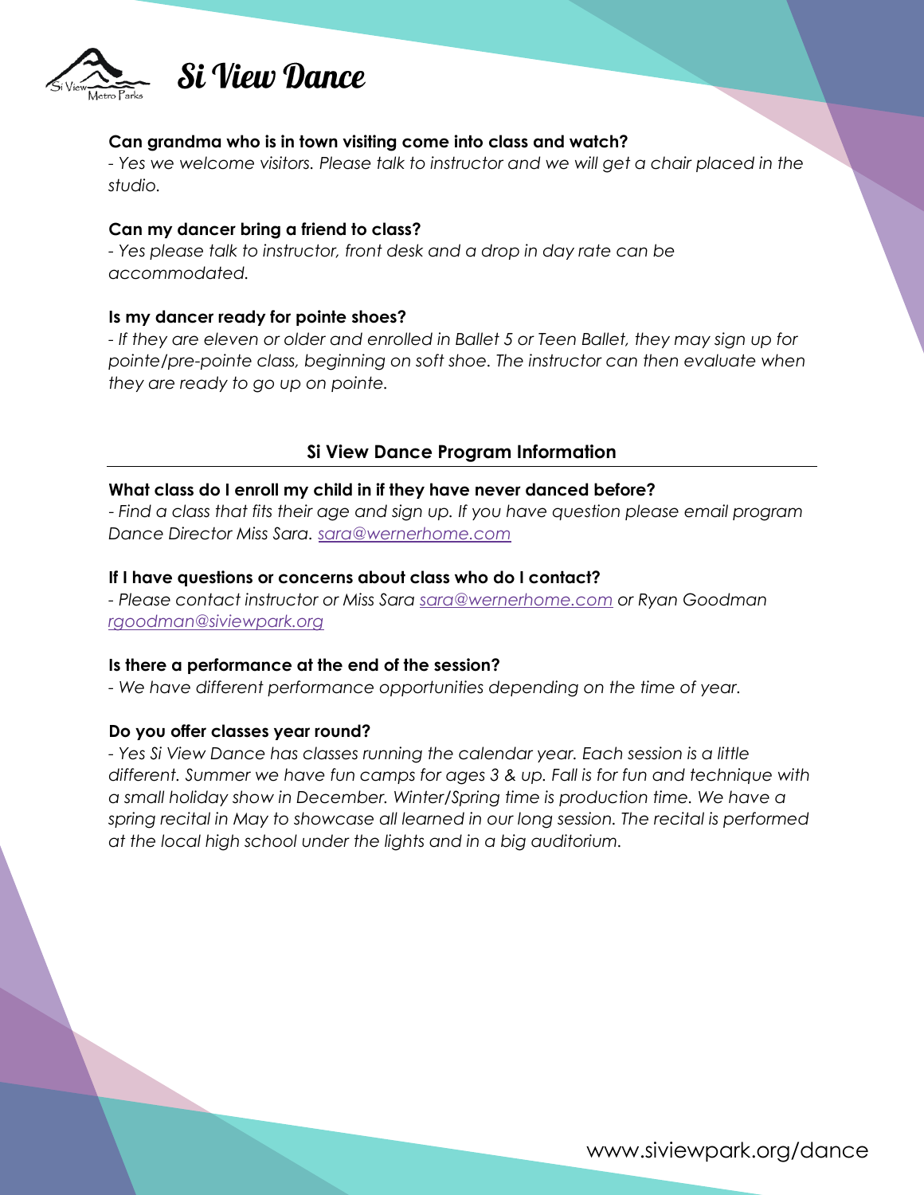**Can grandma who is in town visiting come into class and watch?**
*- Yes we welcome visitors. Please talk to instructor and we will get a chair placed in the studio.*

**Can my dancer bring a friend to class?**
*- Yes please talk to instructor, front desk and a drop in day rate can be accommodated.*

**Is my dancer ready for pointe shoes?**
*- If they are eleven or older and enrolled in Ballet 5 or Teen Ballet, they may sign up for pointe/pre-pointe class, beginning on soft shoe. The instructor can then evaluate when they are ready to go up on pointe.*

## Si View Dance Program Information

**What class do I enroll my child in if they have never danced before?**
*- Find a class that fits their age and sign up. If you have question please email program Dance Director Miss Sara. sara@wernerhome.com*

**If I have questions or concerns about class who do I contact?**
*- Please contact instructor or Miss Sara sara@wernerhome.com or Ryan Goodman rgoodman@siviewpark.org*

**Is there a performance at the end of the session?**
*- We have different performance opportunities depending on the time of year.*

**Do you offer classes year round?**
*- Yes Si View Dance has classes running the calendar year. Each session is a little different. Summer we have fun camps for ages 3 & up. Fall is for fun and technique with a small holiday show in December. Winter/Spring time is production time. We have a spring recital in May to showcase all learned in our long session. The recital is performed at the local high school under the lights and in a big auditorium.*